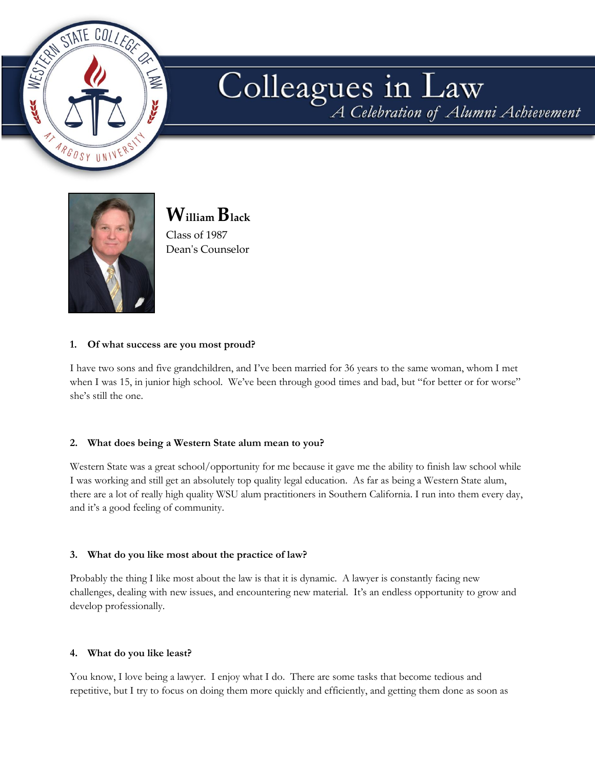# Colleagues in Law

*A Celebration of Alumni Achievement*

## William Black

Class of 1987
Dean's Counselor

**1. Of what success are you most proud?**

I have two sons and five grandchildren, and I've been married for 36 years to the same woman, whom I met when I was 15, in junior high school. We've been through good times and bad, but "for better or for worse" she's still the one.

**2. What does being a Western State alum mean to you?**

Western State was a great school/opportunity for me because it gave me the ability to finish law school while I was working and still get an absolutely top quality legal education. As far as being a Western State alum, there are a lot of really high quality WSU alum practitioners in Southern California. I run into them every day, and it's a good feeling of community.

**3. What do you like most about the practice of law?**

Probably the thing I like most about the law is that it is dynamic. A lawyer is constantly facing new challenges, dealing with new issues, and encountering new material. It's an endless opportunity to grow and develop professionally.

**4. What do you like least?**

You know, I love being a lawyer. I enjoy what I do. There are some tasks that become tedious and repetitive, but I try to focus on doing them more quickly and efficiently, and getting them done as soon as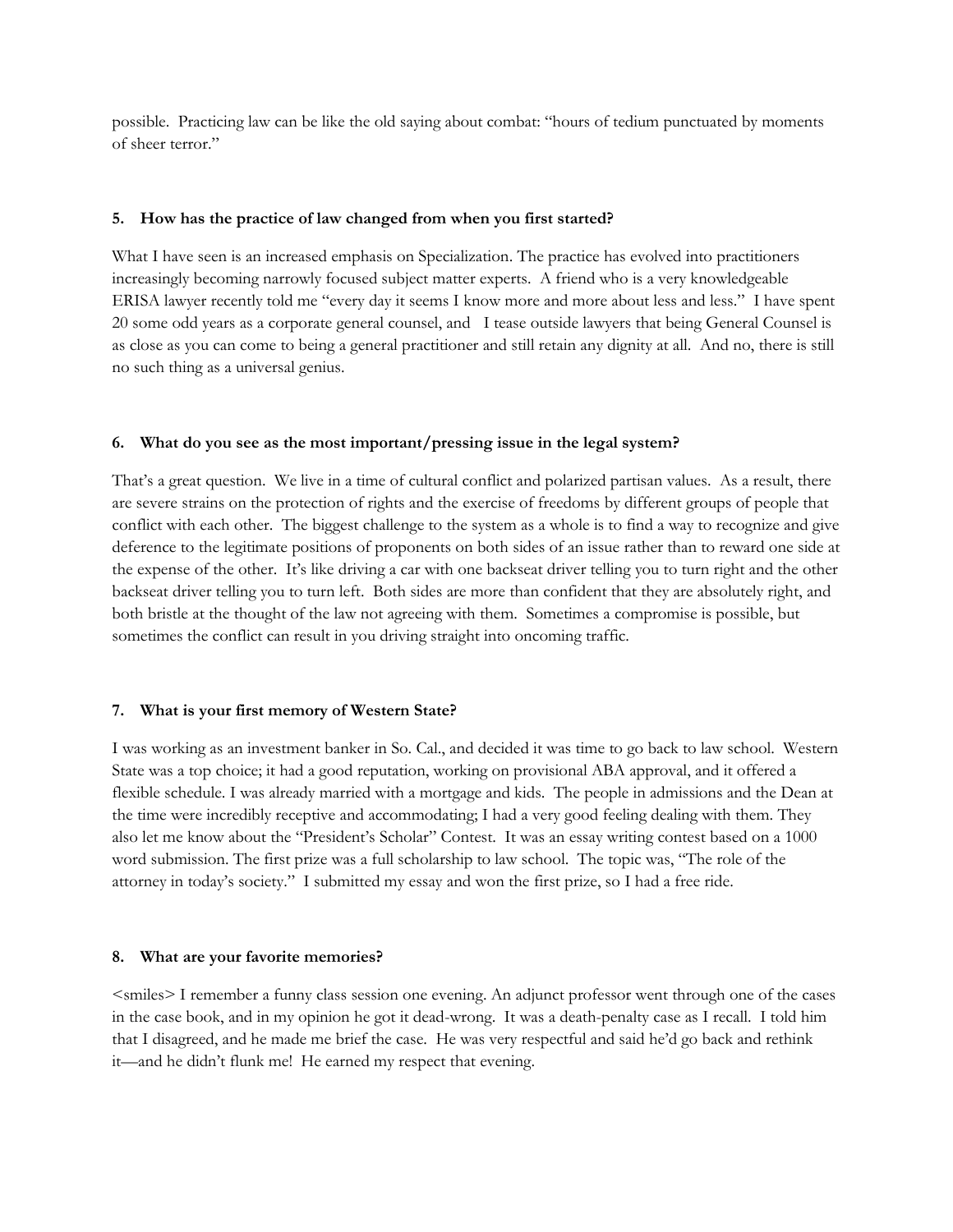possible. Practicing law can be like the old saying about combat: "hours of tedium punctuated by moments of sheer terror."

**5. How has the practice of law changed from when you first started?**

What I have seen is an increased emphasis on Specialization. The practice has evolved into practitioners increasingly becoming narrowly focused subject matter experts. A friend who is a very knowledgeable ERISA lawyer recently told me "every day it seems I know more and more about less and less." I have spent 20 some odd years as a corporate general counsel, and I tease outside lawyers that being General Counsel is as close as you can come to being a general practitioner and still retain any dignity at all. And no, there is still no such thing as a universal genius.

**6. What do you see as the most important/pressing issue in the legal system?**

That's a great question. We live in a time of cultural conflict and polarized partisan values. As a result, there are severe strains on the protection of rights and the exercise of freedoms by different groups of people that conflict with each other. The biggest challenge to the system as a whole is to find a way to recognize and give deference to the legitimate positions of proponents on both sides of an issue rather than to reward one side at the expense of the other. It's like driving a car with one backseat driver telling you to turn right and the other backseat driver telling you to turn left. Both sides are more than confident that they are absolutely right, and both bristle at the thought of the law not agreeing with them. Sometimes a compromise is possible, but sometimes the conflict can result in you driving straight into oncoming traffic.

**7. What is your first memory of Western State?**

I was working as an investment banker in So. Cal., and decided it was time to go back to law school. Western State was a top choice; it had a good reputation, working on provisional ABA approval, and it offered a flexible schedule. I was already married with a mortgage and kids. The people in admissions and the Dean at the time were incredibly receptive and accommodating; I had a very good feeling dealing with them. They also let me know about the "President's Scholar" Contest. It was an essay writing contest based on a 1000 word submission. The first prize was a full scholarship to law school. The topic was, "The role of the attorney in today's society." I submitted my essay and won the first prize, so I had a free ride.

**8. What are your favorite memories?**

<smiles> I remember a funny class session one evening. An adjunct professor went through one of the cases in the case book, and in my opinion he got it dead-wrong. It was a death-penalty case as I recall. I told him that I disagreed, and he made me brief the case. He was very respectful and said he'd go back and rethink it—and he didn't flunk me! He earned my respect that evening.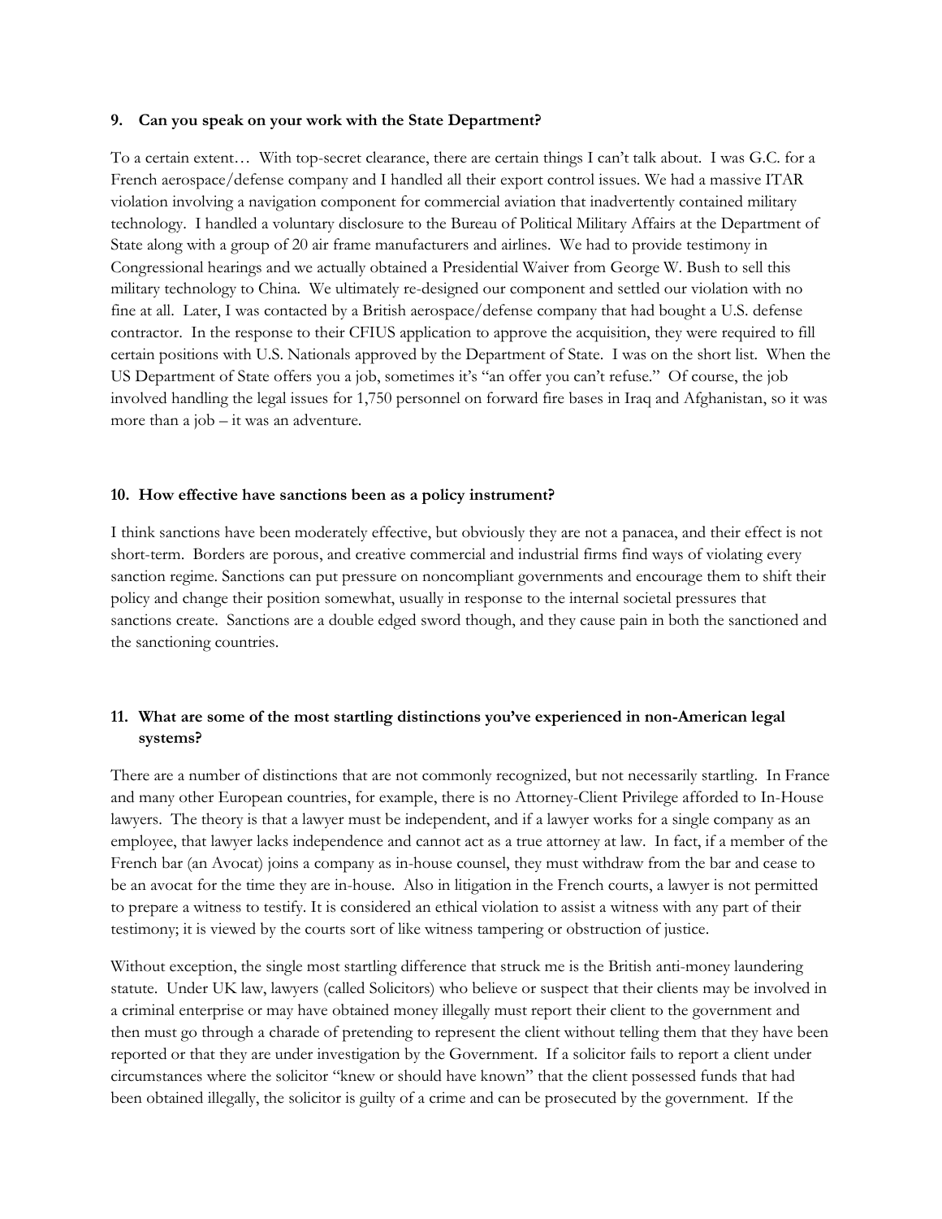**9. Can you speak on your work with the State Department?**

To a certain extent… With top-secret clearance, there are certain things I can't talk about. I was G.C. for a French aerospace/defense company and I handled all their export control issues. We had a massive ITAR violation involving a navigation component for commercial aviation that inadvertently contained military technology. I handled a voluntary disclosure to the Bureau of Political Military Affairs at the Department of State along with a group of 20 air frame manufacturers and airlines. We had to provide testimony in Congressional hearings and we actually obtained a Presidential Waiver from George W. Bush to sell this military technology to China. We ultimately re-designed our component and settled our violation with no fine at all. Later, I was contacted by a British aerospace/defense company that had bought a U.S. defense contractor. In the response to their CFIUS application to approve the acquisition, they were required to fill certain positions with U.S. Nationals approved by the Department of State. I was on the short list. When the US Department of State offers you a job, sometimes it's "an offer you can't refuse." Of course, the job involved handling the legal issues for 1,750 personnel on forward fire bases in Iraq and Afghanistan, so it was more than a job – it was an adventure.

**10. How effective have sanctions been as a policy instrument?**

I think sanctions have been moderately effective, but obviously they are not a panacea, and their effect is not short-term. Borders are porous, and creative commercial and industrial firms find ways of violating every sanction regime. Sanctions can put pressure on noncompliant governments and encourage them to shift their policy and change their position somewhat, usually in response to the internal societal pressures that sanctions create. Sanctions are a double edged sword though, and they cause pain in both the sanctioned and the sanctioning countries.

**11. What are some of the most startling distinctions you've experienced in non-American legal systems?**

There are a number of distinctions that are not commonly recognized, but not necessarily startling. In France and many other European countries, for example, there is no Attorney-Client Privilege afforded to In-House lawyers. The theory is that a lawyer must be independent, and if a lawyer works for a single company as an employee, that lawyer lacks independence and cannot act as a true attorney at law. In fact, if a member of the French bar (an Avocat) joins a company as in-house counsel, they must withdraw from the bar and cease to be an avocat for the time they are in-house. Also in litigation in the French courts, a lawyer is not permitted to prepare a witness to testify. It is considered an ethical violation to assist a witness with any part of their testimony; it is viewed by the courts sort of like witness tampering or obstruction of justice.

Without exception, the single most startling difference that struck me is the British anti-money laundering statute. Under UK law, lawyers (called Solicitors) who believe or suspect that their clients may be involved in a criminal enterprise or may have obtained money illegally must report their client to the government and then must go through a charade of pretending to represent the client without telling them that they have been reported or that they are under investigation by the Government. If a solicitor fails to report a client under circumstances where the solicitor "knew or should have known" that the client possessed funds that had been obtained illegally, the solicitor is guilty of a crime and can be prosecuted by the government. If the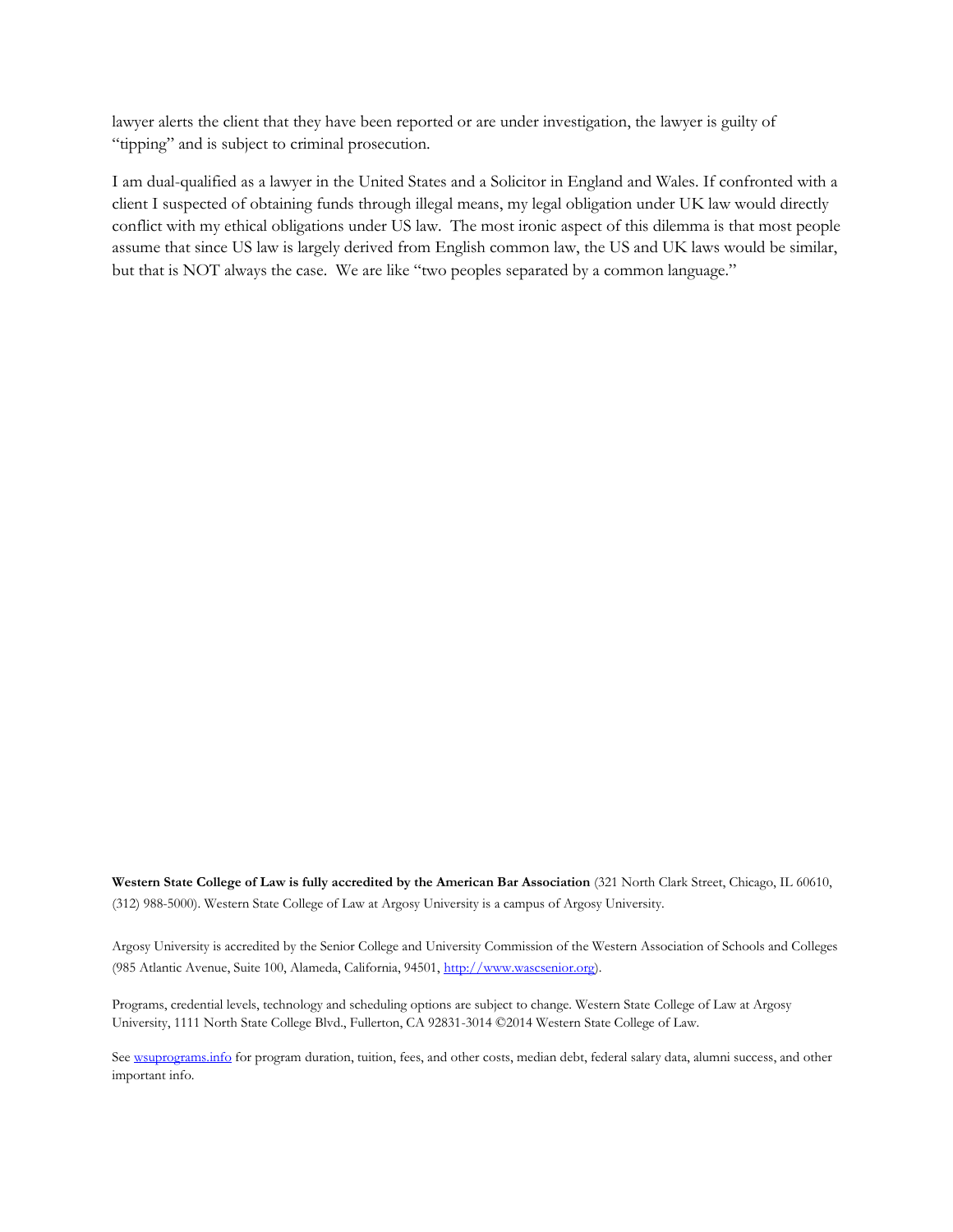lawyer alerts the client that they have been reported or are under investigation, the lawyer is guilty of "tipping" and is subject to criminal prosecution.

I am dual-qualified as a lawyer in the United States and a Solicitor in England and Wales. If confronted with a client I suspected of obtaining funds through illegal means, my legal obligation under UK law would directly conflict with my ethical obligations under US law. The most ironic aspect of this dilemma is that most people assume that since US law is largely derived from English common law, the US and UK laws would be similar, but that is NOT always the case. We are like "two peoples separated by a common language."

**Western State College of Law is fully accredited by the American Bar Association** (321 North Clark Street, Chicago, IL 60610, (312) 988-5000). Western State College of Law at Argosy University is a campus of Argosy University.

Argosy University is accredited by the Senior College and University Commission of the Western Association of Schools and Colleges (985 Atlantic Avenue, Suite 100, Alameda, California, 94501, [http://www.wascsenior.org](http://www.wascsenior.org)).

Programs, credential levels, technology and scheduling options are subject to change. Western State College of Law at Argosy University, 1111 North State College Blvd., Fullerton, CA 92831-3014 ©2014 Western State College of Law.

See [wsuprograms.info](http://wsuprograms.info) for program duration, tuition, fees, and other costs, median debt, federal salary data, alumni success, and other important info.